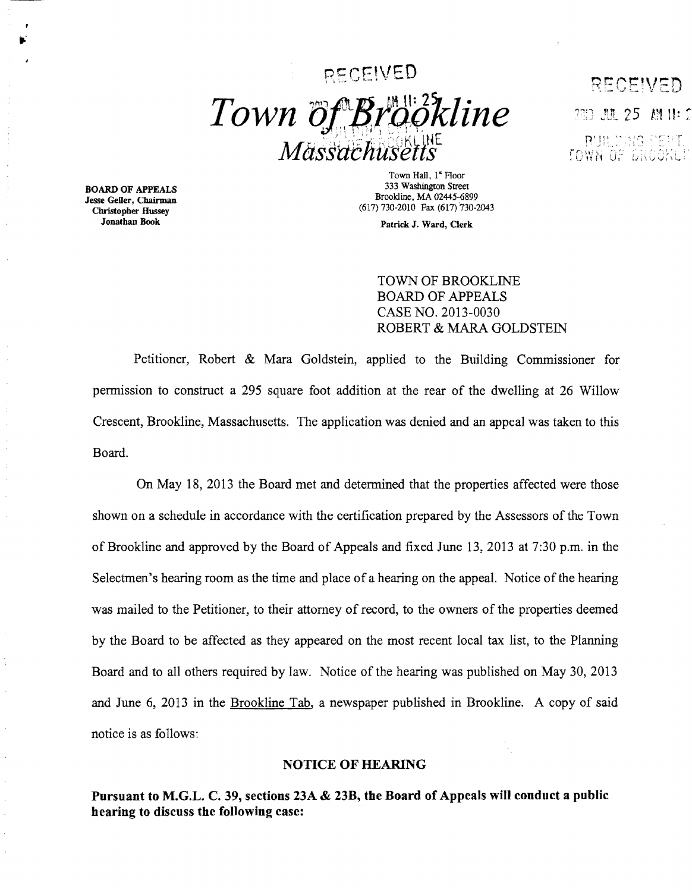# Town of Brookline
## Massachusetts

**BOARD OF APPEALS**
Jesse Geller, Chairman
Christopher Hussey
Jonathan Book

Town Hall, 1st Floor
333 Washington Street
Brookline, MA 02445-6899
(617) 730-2010 Fax (617) 730-2043

Patrick J. Ward, Clerk

TOWN OF BROOKLINE
BOARD OF APPEALS
CASE NO. 2013-0030
ROBERT & MARA GOLDSTEIN

Petitioner, Robert & Mara Goldstein, applied to the Building Commissioner for permission to construct a 295 square foot addition at the rear of the dwelling at 26 Willow Crescent, Brookline, Massachusetts. The application was denied and an appeal was taken to this Board.

On May 18, 2013 the Board met and determined that the properties affected were those shown on a schedule in accordance with the certification prepared by the Assessors of the Town of Brookline and approved by the Board of Appeals and fixed June 13, 2013 at 7:30 p.m. in the Selectmen's hearing room as the time and place of a hearing on the appeal. Notice of the hearing was mailed to the Petitioner, to their attorney of record, to the owners of the properties deemed by the Board to be affected as they appeared on the most recent local tax list, to the Planning Board and to all others required by law. Notice of the hearing was published on May 30, 2013 and June 6, 2013 in the Brookline Tab, a newspaper published in Brookline. A copy of said notice is as follows:

**NOTICE OF HEARING**

**Pursuant to M.G.L. C. 39, sections 23A & 23B, the Board of Appeals will conduct a public hearing to discuss the following case:**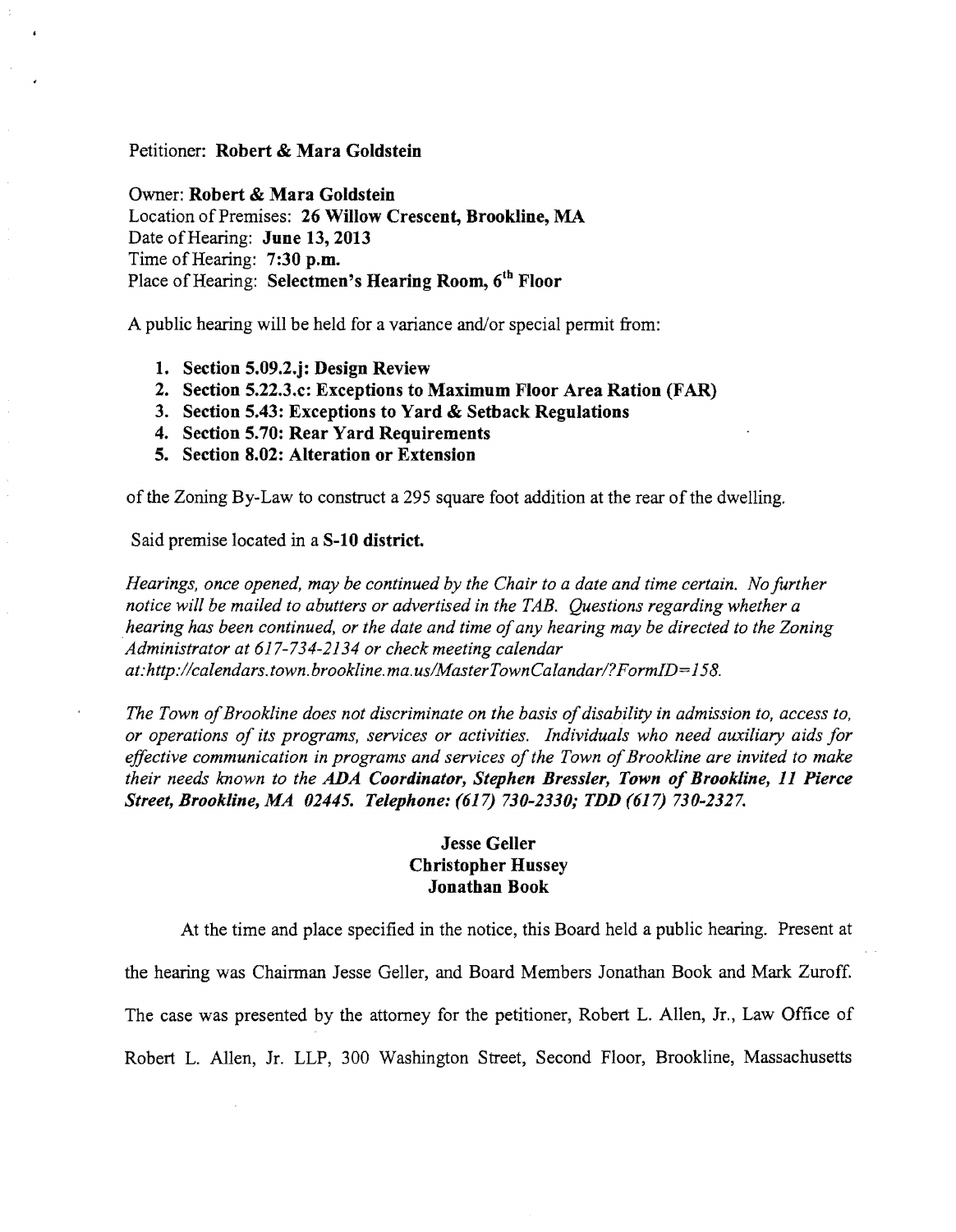Petitioner: **Robert & Mara Goldstein**

Owner: **Robert & Mara Goldstein**
Location of Premises: **26 Willow Crescent, Brookline, MA**
Date of Hearing: **June 13, 2013**
Time of Hearing: **7:30 p.m.**
Place of Hearing: **Selectmen's Hearing Room, 6th Floor**

A public hearing will be held for a variance and/or special permit from:

1. **Section 5.09.2.j: Design Review**
2. **Section 5.22.3.c: Exceptions to Maximum Floor Area Ration (FAR)**
3. **Section 5.43: Exceptions to Yard & Setback Regulations**
4. **Section 5.70: Rear Yard Requirements**
5. **Section 8.02: Alteration or Extension**

of the Zoning By-Law to construct a 295 square foot addition at the rear of the dwelling.

Said premise located in a **S-10 district.**

*Hearings, once opened, may be continued by the Chair to a date and time certain. No further notice will be mailed to abutters or advertised in the TAB. Questions regarding whether a hearing has been continued, or the date and time of any hearing may be directed to the Zoning Administrator at 617-734-2134 or check meeting calendar at:http://calendars.town.brookline.ma.us/MasterTownCalandar/?FormID=158.*

*The Town of Brookline does not discriminate on the basis of disability in admission to, access to, or operations of its programs, services or activities. Individuals who need auxiliary aids for effective communication in programs and services of the Town of Brookline are invited to make their needs known to the* ***ADA Coordinator, Stephen Bressler, Town of Brookline, 11 Pierce Street, Brookline, MA 02445. Telephone: (617) 730-2330; TDD (617) 730-2327.***

**Jesse Geller**
**Christopher Hussey**
**Jonathan Book**

At the time and place specified in the notice, this Board held a public hearing. Present at the hearing was Chairman Jesse Geller, and Board Members Jonathan Book and Mark Zuroff. The case was presented by the attorney for the petitioner, Robert L. Allen, Jr., Law Office of Robert L. Allen, Jr. LLP, 300 Washington Street, Second Floor, Brookline, Massachusetts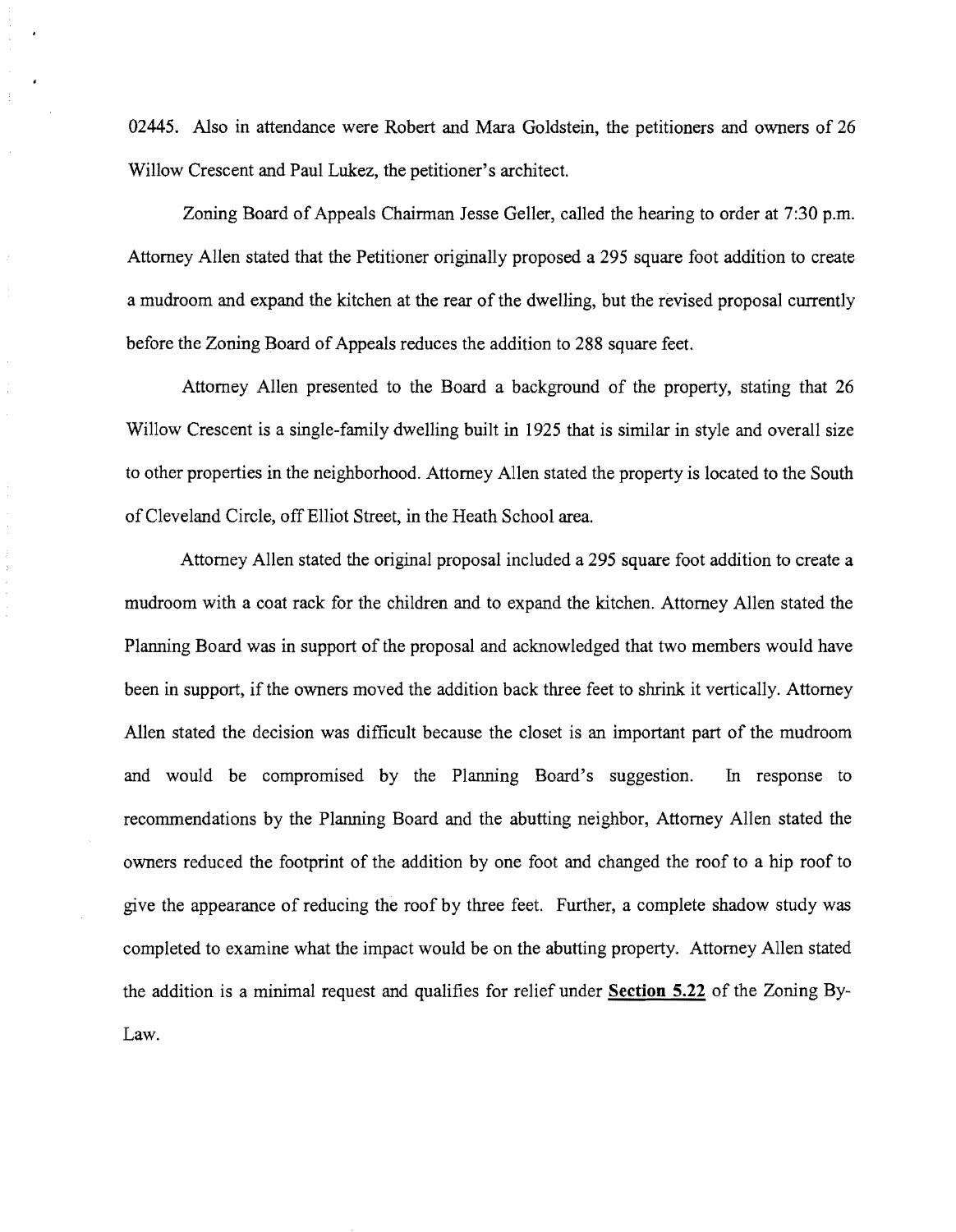02445. Also in attendance were Robert and Mara Goldstein, the petitioners and owners of 26 Willow Crescent and Paul Lukez, the petitioner's architect.

Zoning Board of Appeals Chairman Jesse Geller, called the hearing to order at 7:30 p.m. Attorney Allen stated that the Petitioner originally proposed a 295 square foot addition to create a mudroom and expand the kitchen at the rear of the dwelling, but the revised proposal currently before the Zoning Board of Appeals reduces the addition to 288 square feet.

Attorney Allen presented to the Board a background of the property, stating that 26 Willow Crescent is a single-family dwelling built in 1925 that is similar in style and overall size to other properties in the neighborhood. Attorney Allen stated the property is located to the South of Cleveland Circle, off Elliot Street, in the Heath School area.

Attorney Allen stated the original proposal included a 295 square foot addition to create a mudroom with a coat rack for the children and to expand the kitchen. Attorney Allen stated the Planning Board was in support of the proposal and acknowledged that two members would have been in support, if the owners moved the addition back three feet to shrink it vertically. Attorney Allen stated the decision was difficult because the closet is an important part of the mudroom and would be compromised by the Planning Board's suggestion. In response to recommendations by the Planning Board and the abutting neighbor, Attorney Allen stated the owners reduced the footprint of the addition by one foot and changed the roof to a hip roof to give the appearance of reducing the roof by three feet. Further, a complete shadow study was completed to examine what the impact would be on the abutting property. Attorney Allen stated the addition is a minimal request and qualifies for relief under **Section 5.22** of the Zoning By-Law.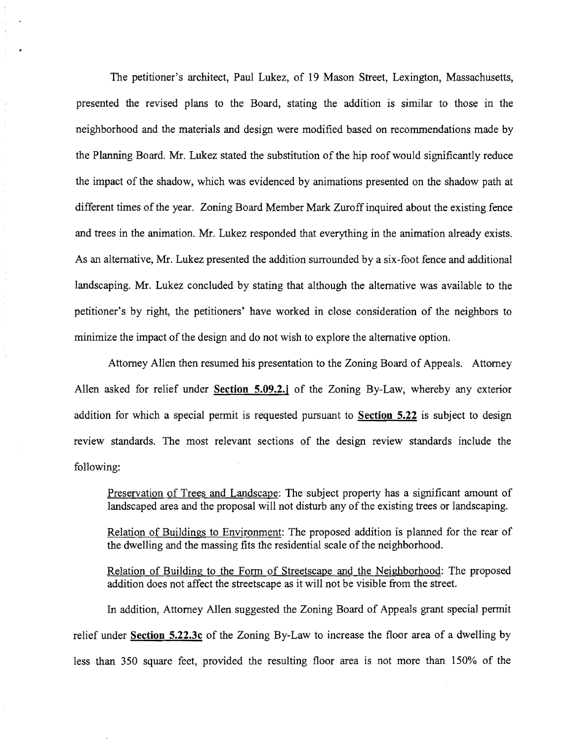The petitioner's architect, Paul Lukez, of 19 Mason Street, Lexington, Massachusetts, presented the revised plans to the Board, stating the addition is similar to those in the neighborhood and the materials and design were modified based on recommendations made by the Planning Board. Mr. Lukez stated the substitution of the hip roof would significantly reduce the impact of the shadow, which was evidenced by animations presented on the shadow path at different times of the year. Zoning Board Member Mark Zuroff inquired about the existing fence and trees in the animation. Mr. Lukez responded that everything in the animation already exists. As an alternative, Mr. Lukez presented the addition surrounded by a six-foot fence and additional landscaping. Mr. Lukez concluded by stating that although the alternative was available to the petitioner's by right, the petitioners' have worked in close consideration of the neighbors to minimize the impact of the design and do not wish to explore the alternative option.

Attorney Allen then resumed his presentation to the Zoning Board of Appeals. Attorney Allen asked for relief under **Section 5.09.2.j** of the Zoning By-Law, whereby any exterior addition for which a special permit is requested pursuant to **Section 5.22** is subject to design review standards. The most relevant sections of the design review standards include the following:

> Preservation of Trees and Landscape: The subject property has a significant amount of landscaped area and the proposal will not disturb any of the existing trees or landscaping.
>
> Relation of Buildings to Environment: The proposed addition is planned for the rear of the dwelling and the massing fits the residential scale of the neighborhood.
>
> Relation of Building to the Form of Streetscape and the Neighborhood: The proposed addition does not affect the streetscape as it will not be visible from the street.

In addition, Attorney Allen suggested the Zoning Board of Appeals grant special permit relief under **Section 5.22.3c** of the Zoning By-Law to increase the floor area of a dwelling by less than 350 square feet, provided the resulting floor area is not more than 150% of the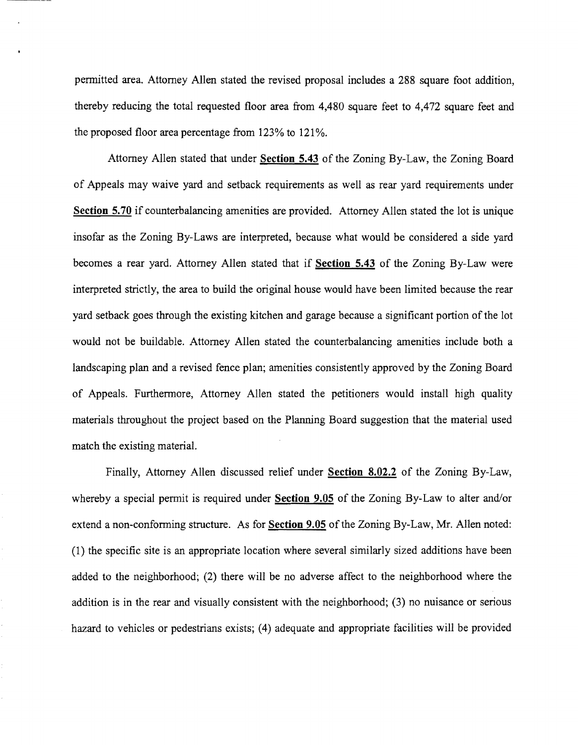permitted area. Attorney Allen stated the revised proposal includes a 288 square foot addition, thereby reducing the total requested floor area from 4,480 square feet to 4,472 square feet and the proposed floor area percentage from 123% to 121%.

Attorney Allen stated that under **Section 5.43** of the Zoning By-Law, the Zoning Board of Appeals may waive yard and setback requirements as well as rear yard requirements under **Section 5.70** if counterbalancing amenities are provided. Attorney Allen stated the lot is unique insofar as the Zoning By-Laws are interpreted, because what would be considered a side yard becomes a rear yard. Attorney Allen stated that if **Section 5.43** of the Zoning By-Law were interpreted strictly, the area to build the original house would have been limited because the rear yard setback goes through the existing kitchen and garage because a significant portion of the lot would not be buildable. Attorney Allen stated the counterbalancing amenities include both a landscaping plan and a revised fence plan; amenities consistently approved by the Zoning Board of Appeals. Furthermore, Attorney Allen stated the petitioners would install high quality materials throughout the project based on the Planning Board suggestion that the material used match the existing material.

Finally, Attorney Allen discussed relief under **Section 8.02.2** of the Zoning By-Law, whereby a special permit is required under **Section 9.05** of the Zoning By-Law to alter and/or extend a non-conforming structure. As for **Section 9.05** of the Zoning By-Law, Mr. Allen noted: (1) the specific site is an appropriate location where several similarly sized additions have been added to the neighborhood; (2) there will be no adverse affect to the neighborhood where the addition is in the rear and visually consistent with the neighborhood; (3) no nuisance or serious hazard to vehicles or pedestrians exists; (4) adequate and appropriate facilities will be provided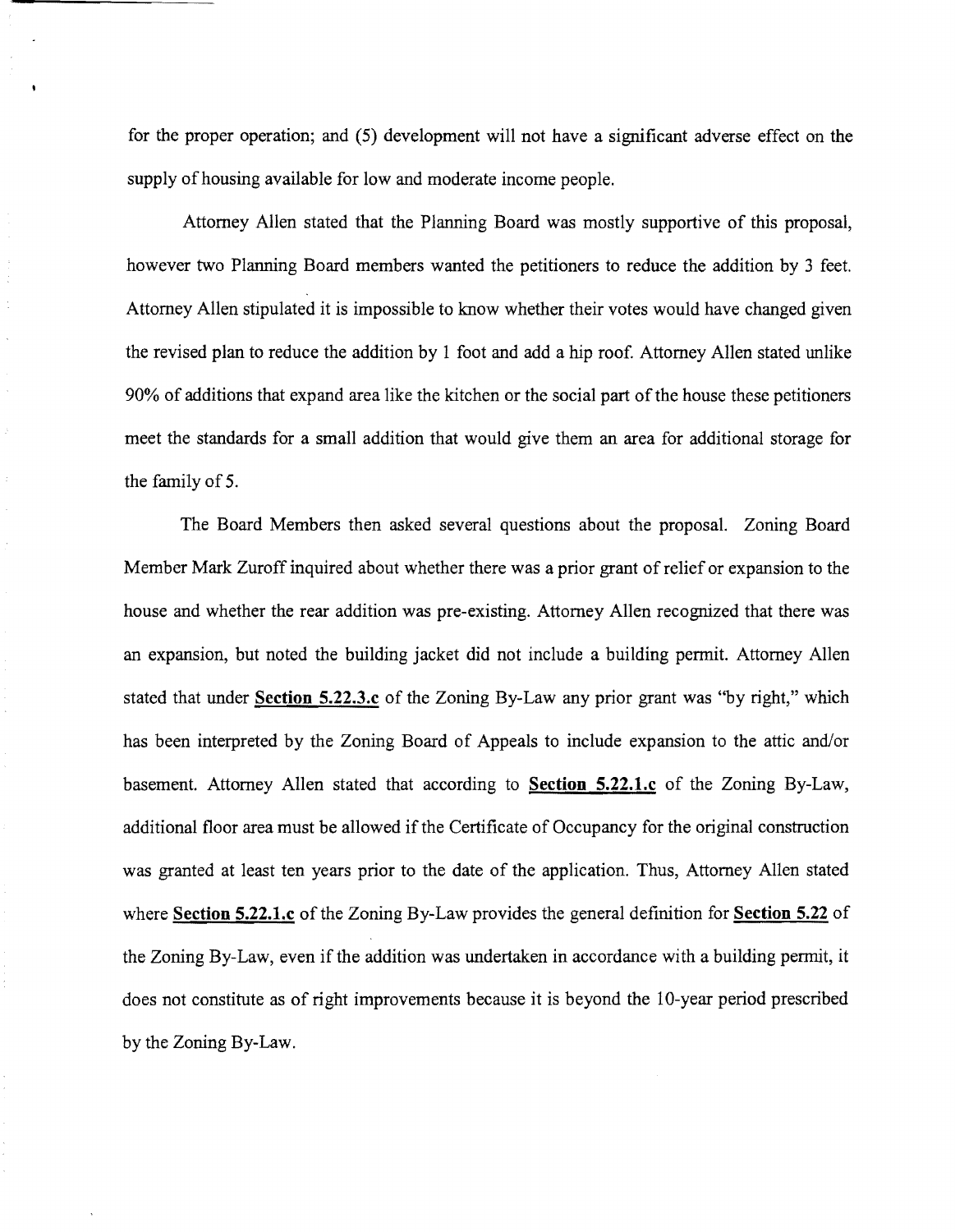for the proper operation; and (5) development will not have a significant adverse effect on the supply of housing available for low and moderate income people.

Attorney Allen stated that the Planning Board was mostly supportive of this proposal, however two Planning Board members wanted the petitioners to reduce the addition by 3 feet. Attorney Allen stipulated it is impossible to know whether their votes would have changed given the revised plan to reduce the addition by 1 foot and add a hip roof. Attorney Allen stated unlike 90% of additions that expand area like the kitchen or the social part of the house these petitioners meet the standards for a small addition that would give them an area for additional storage for the family of 5.

The Board Members then asked several questions about the proposal. Zoning Board Member Mark Zuroff inquired about whether there was a prior grant of relief or expansion to the house and whether the rear addition was pre-existing. Attorney Allen recognized that there was an expansion, but noted the building jacket did not include a building permit. Attorney Allen stated that under **Section 5.22.3.c** of the Zoning By-Law any prior grant was "by right," which has been interpreted by the Zoning Board of Appeals to include expansion to the attic and/or basement. Attorney Allen stated that according to **Section 5.22.1.c** of the Zoning By-Law, additional floor area must be allowed if the Certificate of Occupancy for the original construction was granted at least ten years prior to the date of the application. Thus, Attorney Allen stated where **Section 5.22.1.c** of the Zoning By-Law provides the general definition for **Section 5.22** of the Zoning By-Law, even if the addition was undertaken in accordance with a building permit, it does not constitute as of right improvements because it is beyond the 10-year period prescribed by the Zoning By-Law.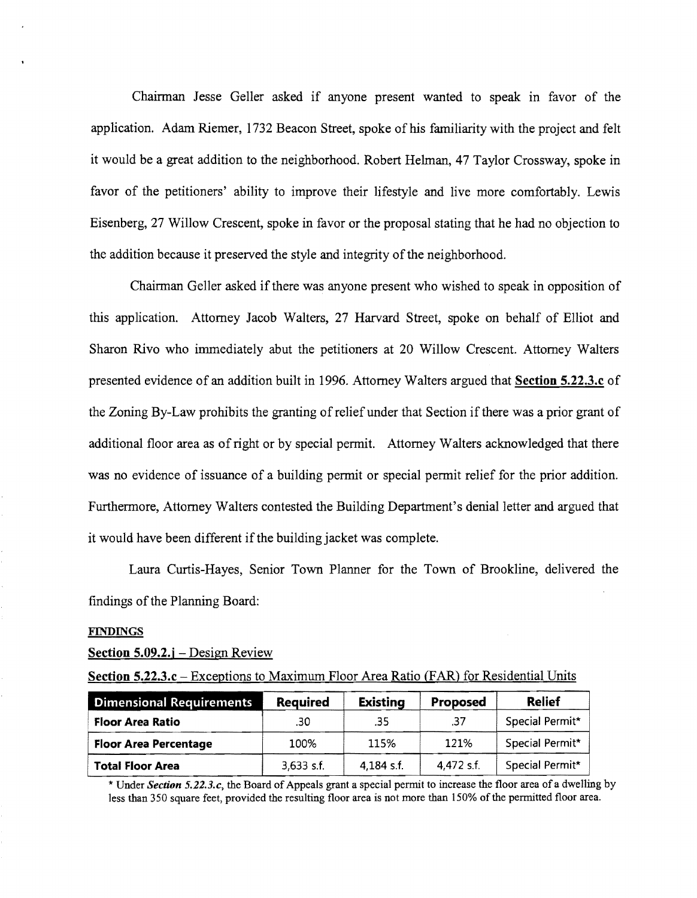Chairman Jesse Geller asked if anyone present wanted to speak in favor of the application. Adam Riemer, 1732 Beacon Street, spoke of his familiarity with the project and felt it would be a great addition to the neighborhood. Robert Helman, 47 Taylor Crossway, spoke in favor of the petitioners' ability to improve their lifestyle and live more comfortably. Lewis Eisenberg, 27 Willow Crescent, spoke in favor or the proposal stating that he had no objection to the addition because it preserved the style and integrity of the neighborhood.

Chairman Geller asked if there was anyone present who wished to speak in opposition of this application. Attorney Jacob Walters, 27 Harvard Street, spoke on behalf of Elliot and Sharon Rivo who immediately abut the petitioners at 20 Willow Crescent. Attorney Walters presented evidence of an addition built in 1996. Attorney Walters argued that **Section 5.22.3.c** of the Zoning By-Law prohibits the granting of relief under that Section if there was a prior grant of additional floor area as of right or by special permit. Attorney Walters acknowledged that there was no evidence of issuance of a building permit or special permit relief for the prior addition. Furthermore, Attorney Walters contested the Building Department's denial letter and argued that it would have been different if the building jacket was complete.

Laura Curtis-Hayes, Senior Town Planner for the Town of Brookline, delivered the findings of the Planning Board:

**FINDINGS**

**Section 5.09.2.j** – Design Review

**Section 5.22.3.c** – Exceptions to Maximum Floor Area Ratio (FAR) for Residential Units

| Dimensional Requirements | Required | Existing | Proposed | Relief |
|---|---|---|---|---|
| **Floor Area Ratio** | .30 | .35 | .37 | Special Permit* |
| **Floor Area Percentage** | 100% | 115% | 121% | Special Permit* |
| **Total Floor Area** | 3,633 s.f. | 4,184 s.f. | 4,472 s.f. | Special Permit* |

\* Under *Section 5.22.3.c*, the Board of Appeals grant a special permit to increase the floor area of a dwelling by less than 350 square feet, provided the resulting floor area is not more than 150% of the permitted floor area.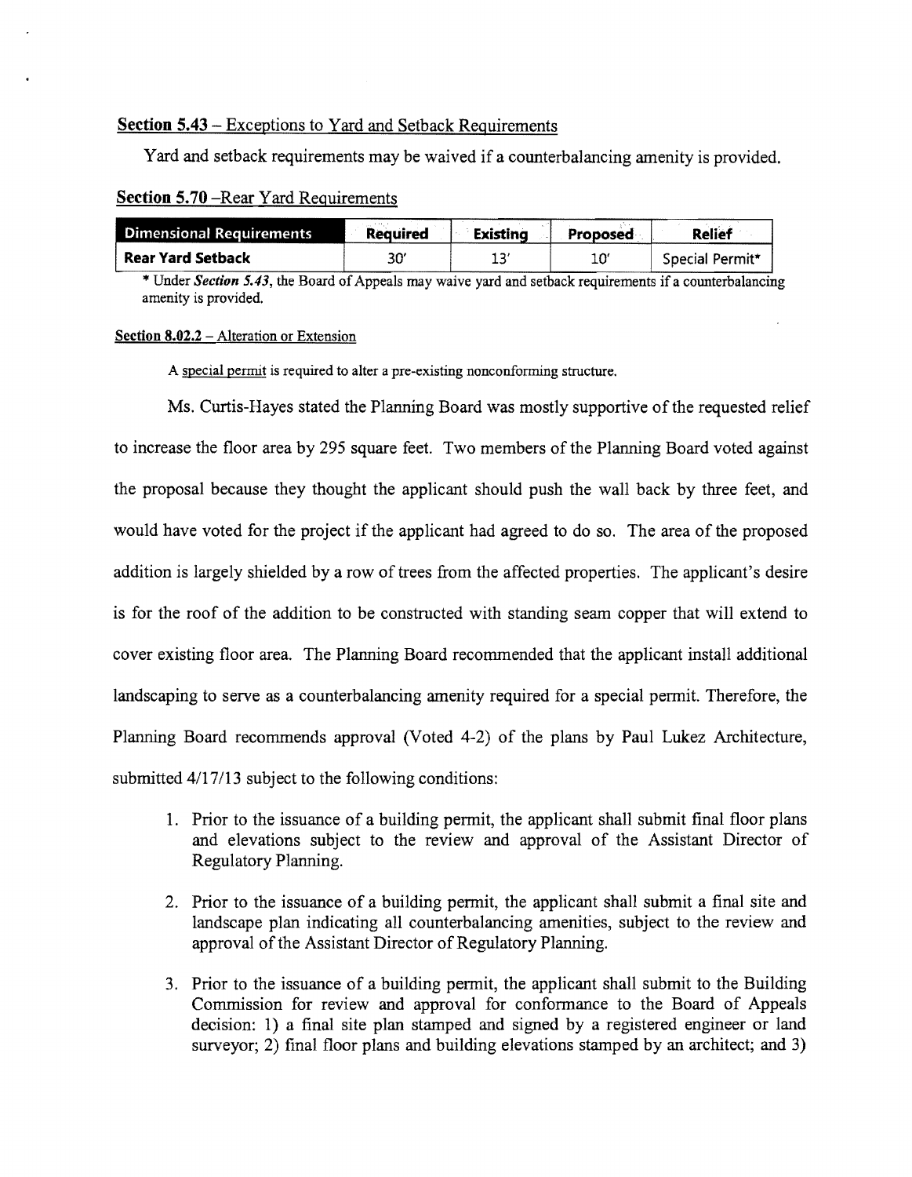**Section 5.43** – Exceptions to Yard and Setback Requirements

Yard and setback requirements may be waived if a counterbalancing amenity is provided.

**Section 5.70** –Rear Yard Requirements

| Dimensional Requirements | Required | Existing | Proposed | Relief |
|---|---|---|---|---|
| Rear Yard Setback | 30' | 13' | 10' | Special Permit* |

\* Under ***Section 5.43***, the Board of Appeals may waive yard and setback requirements if a counterbalancing amenity is provided.

**Section 8.02.2** – Alteration or Extension

A special permit is required to alter a pre-existing nonconforming structure.

Ms. Curtis-Hayes stated the Planning Board was mostly supportive of the requested relief to increase the floor area by 295 square feet. Two members of the Planning Board voted against the proposal because they thought the applicant should push the wall back by three feet, and would have voted for the project if the applicant had agreed to do so. The area of the proposed addition is largely shielded by a row of trees from the affected properties. The applicant's desire is for the roof of the addition to be constructed with standing seam copper that will extend to cover existing floor area. The Planning Board recommended that the applicant install additional landscaping to serve as a counterbalancing amenity required for a special permit. Therefore, the Planning Board recommends approval (Voted 4-2) of the plans by Paul Lukez Architecture, submitted 4/17/13 subject to the following conditions:

1. Prior to the issuance of a building permit, the applicant shall submit final floor plans and elevations subject to the review and approval of the Assistant Director of Regulatory Planning.

2. Prior to the issuance of a building permit, the applicant shall submit a final site and landscape plan indicating all counterbalancing amenities, subject to the review and approval of the Assistant Director of Regulatory Planning.

3. Prior to the issuance of a building permit, the applicant shall submit to the Building Commission for review and approval for conformance to the Board of Appeals decision: 1) a final site plan stamped and signed by a registered engineer or land surveyor; 2) final floor plans and building elevations stamped by an architect; and 3)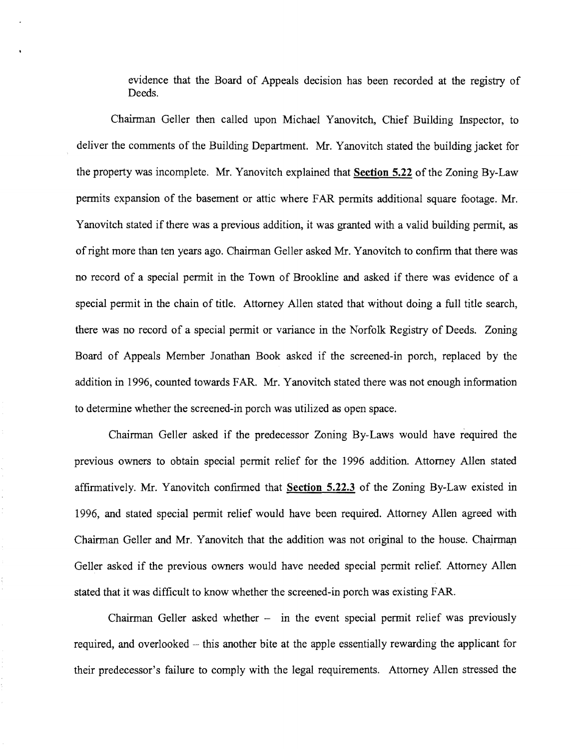evidence that the Board of Appeals decision has been recorded at the registry of Deeds.

Chairman Geller then called upon Michael Yanovitch, Chief Building Inspector, to deliver the comments of the Building Department. Mr. Yanovitch stated the building jacket for the property was incomplete. Mr. Yanovitch explained that **Section 5.22** of the Zoning By-Law permits expansion of the basement or attic where FAR permits additional square footage. Mr. Yanovitch stated if there was a previous addition, it was granted with a valid building permit, as of right more than ten years ago. Chairman Geller asked Mr. Yanovitch to confirm that there was no record of a special permit in the Town of Brookline and asked if there was evidence of a special permit in the chain of title. Attorney Allen stated that without doing a full title search, there was no record of a special permit or variance in the Norfolk Registry of Deeds. Zoning Board of Appeals Member Jonathan Book asked if the screened-in porch, replaced by the addition in 1996, counted towards FAR. Mr. Yanovitch stated there was not enough information to determine whether the screened-in porch was utilized as open space.

Chairman Geller asked if the predecessor Zoning By-Laws would have required the previous owners to obtain special permit relief for the 1996 addition. Attorney Allen stated affirmatively. Mr. Yanovitch confirmed that **Section 5.22.3** of the Zoning By-Law existed in 1996, and stated special permit relief would have been required. Attorney Allen agreed with Chairman Geller and Mr. Yanovitch that the addition was not original to the house. Chairman Geller asked if the previous owners would have needed special permit relief. Attorney Allen stated that it was difficult to know whether the screened-in porch was existing FAR.

Chairman Geller asked whether – in the event special permit relief was previously required, and overlooked – this another bite at the apple essentially rewarding the applicant for their predecessor's failure to comply with the legal requirements. Attorney Allen stressed the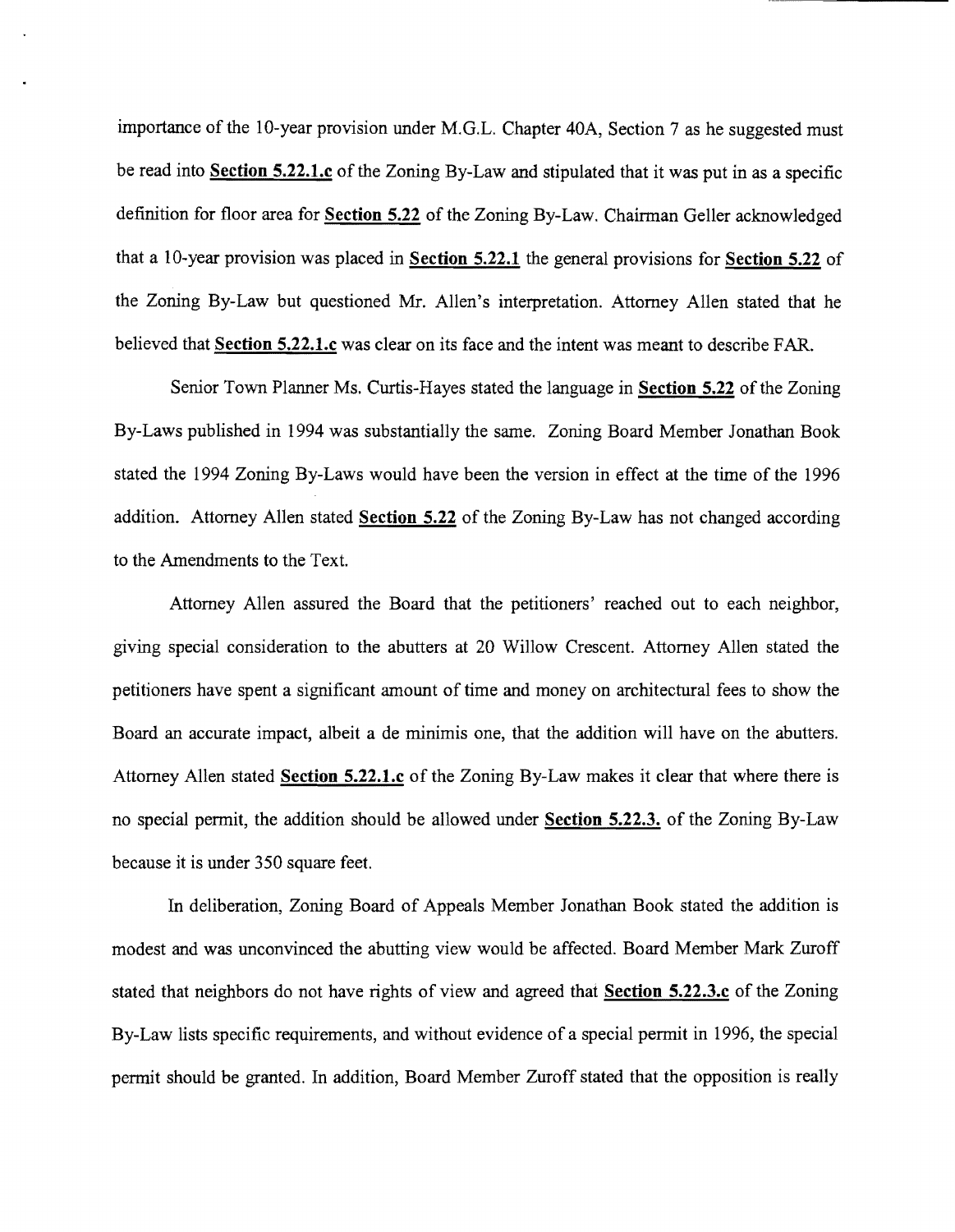importance of the 10-year provision under M.G.L. Chapter 40A, Section 7 as he suggested must be read into **Section 5.22.1.c** of the Zoning By-Law and stipulated that it was put in as a specific definition for floor area for **Section 5.22** of the Zoning By-Law. Chairman Geller acknowledged that a 10-year provision was placed in **Section 5.22.1** the general provisions for **Section 5.22** of the Zoning By-Law but questioned Mr. Allen's interpretation. Attorney Allen stated that he believed that **Section 5.22.1.c** was clear on its face and the intent was meant to describe FAR.

Senior Town Planner Ms. Curtis-Hayes stated the language in **Section 5.22** of the Zoning By-Laws published in 1994 was substantially the same. Zoning Board Member Jonathan Book stated the 1994 Zoning By-Laws would have been the version in effect at the time of the 1996 addition. Attorney Allen stated **Section 5.22** of the Zoning By-Law has not changed according to the Amendments to the Text.

Attorney Allen assured the Board that the petitioners' reached out to each neighbor, giving special consideration to the abutters at 20 Willow Crescent. Attorney Allen stated the petitioners have spent a significant amount of time and money on architectural fees to show the Board an accurate impact, albeit a de minimis one, that the addition will have on the abutters. Attorney Allen stated **Section 5.22.1.c** of the Zoning By-Law makes it clear that where there is no special permit, the addition should be allowed under **Section 5.22.3.** of the Zoning By-Law because it is under 350 square feet.

In deliberation, Zoning Board of Appeals Member Jonathan Book stated the addition is modest and was unconvinced the abutting view would be affected. Board Member Mark Zuroff stated that neighbors do not have rights of view and agreed that **Section 5.22.3.c** of the Zoning By-Law lists specific requirements, and without evidence of a special permit in 1996, the special permit should be granted. In addition, Board Member Zuroff stated that the opposition is really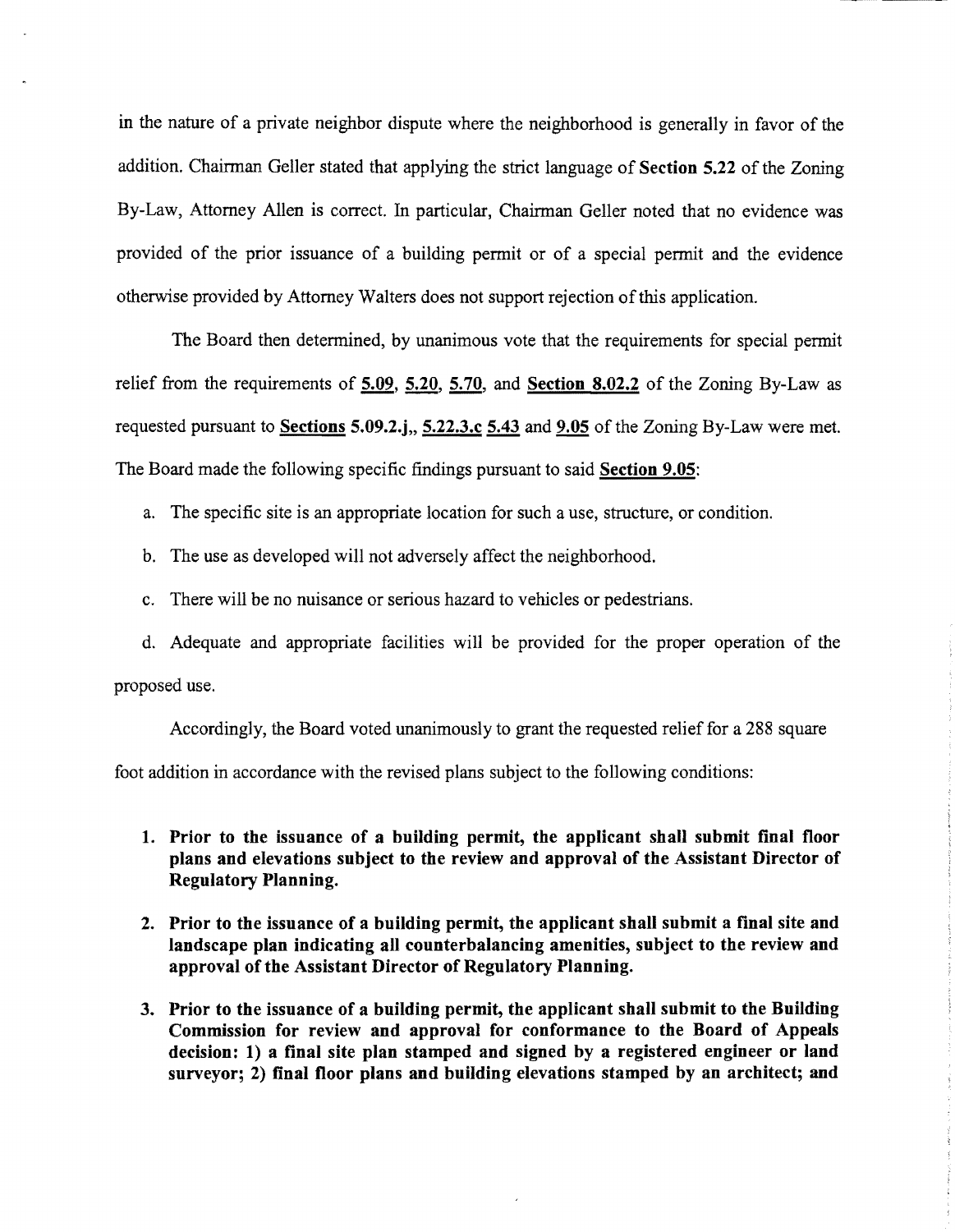in the nature of a private neighbor dispute where the neighborhood is generally in favor of the addition. Chairman Geller stated that applying the strict language of **Section 5.22** of the Zoning By-Law, Attorney Allen is correct. In particular, Chairman Geller noted that no evidence was provided of the prior issuance of a building permit or of a special permit and the evidence otherwise provided by Attorney Walters does not support rejection of this application.

The Board then determined, by unanimous vote that the requirements for special permit relief from the requirements of **5.09**, **5.20**, **5.70**, and **Section 8.02.2** of the Zoning By-Law as requested pursuant to **Sections 5.09.2.j**,, **5.22.3.c** **5.43** and **9.05** of the Zoning By-Law were met. The Board made the following specific findings pursuant to said **Section 9.05**:

a. The specific site is an appropriate location for such a use, structure, or condition.

b. The use as developed will not adversely affect the neighborhood.

c. There will be no nuisance or serious hazard to vehicles or pedestrians.

d. Adequate and appropriate facilities will be provided for the proper operation of the proposed use.

Accordingly, the Board voted unanimously to grant the requested relief for a 288 square foot addition in accordance with the revised plans subject to the following conditions:

1. **Prior to the issuance of a building permit, the applicant shall submit final floor plans and elevations subject to the review and approval of the Assistant Director of Regulatory Planning.**

2. **Prior to the issuance of a building permit, the applicant shall submit a final site and landscape plan indicating all counterbalancing amenities, subject to the review and approval of the Assistant Director of Regulatory Planning.**

3. **Prior to the issuance of a building permit, the applicant shall submit to the Building Commission for review and approval for conformance to the Board of Appeals decision: 1) a final site plan stamped and signed by a registered engineer or land surveyor; 2) final floor plans and building elevations stamped by an architect; and**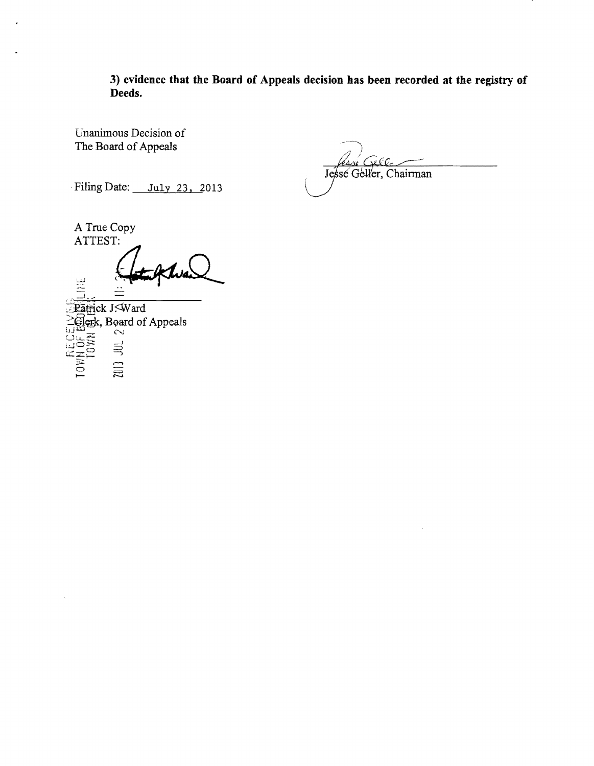**3) evidence that the Board of Appeals decision has been recorded at the registry of Deeds.**

Unanimous Decision of
The Board of Appeals

Jesse Geller, Chairman

Filing Date: July 23, 2013

A True Copy
ATTEST:

Patrick J. Ward
Clerk, Board of Appeals

RECEIVED
TOWN OF BROOKLINE
TOWN CLERK
2013 JUL 23